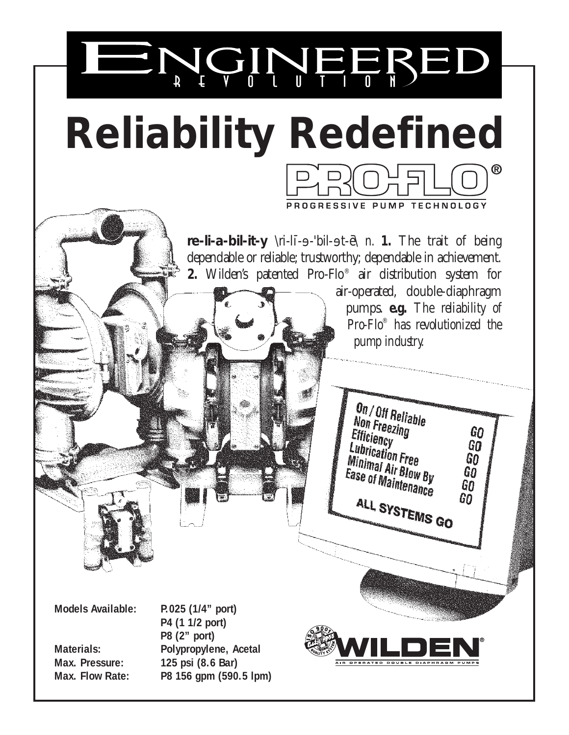# ENGINEERED REVOLUTION

# Reliability Redefined

**PRO-FLO®**

PROGRESSIVE PUMP TECHNOLOGY

**re-li-a-bil-it-y** \ri-lī-ə-'bil-ət-ē\ n. **1.** The trait of being dependable or reliable; trustworthy; dependable in achievement. **2.** Wilden's patented Pro-Flo® air distribution system for air-operated, double-diaphragm pumps. **e.g.** The reliability of Pro-Flo® has revolutionized the pump industry.

| | |
|---|---|
| On / Off Reliable | GO |
| Non Freezing | GO |
| Efficiency | GO |
| Lubrication Free | GO |
| Minimal Air Blow By | GO |
| Ease of Maintenance | GO |

ALL SYSTEMS GO

| | |
|---|---|
| **Models Available:** | **P.025 (1/4" port)** |
| | **P4 (1 1/2 port)** |
| | **P8 (2" port)** |
| **Materials:** | **Polypropylene, Acetal** |
| **Max. Pressure:** | **125 psi (8.6 Bar)** |
| **Max. Flow Rate:** | **P8 156 gpm (590.5 lpm)** |

ISO 9001 QUALITY SYSTEM

**WILDEN®**

AIR OPERATED DOUBLE DIAPHRAGM PUMPS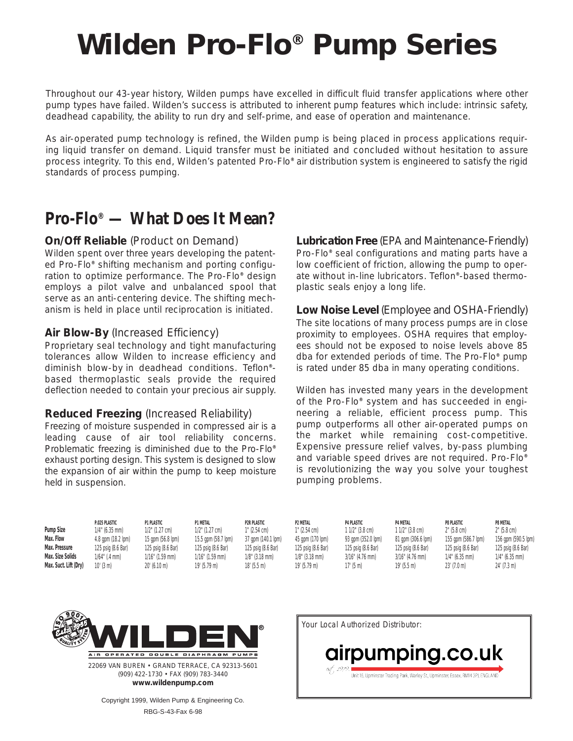# Wilden Pro-Flo® Pump Series

Throughout our 43-year history, Wilden pumps have excelled in difficult fluid transfer applications where other pump types have failed. Wilden's success is attributed to inherent pump features which include: intrinsic safety, deadhead capability, the ability to run dry and self-prime, and ease of operation and maintenance.

As air-operated pump technology is refined, the Wilden pump is being placed in process applications requiring liquid transfer on demand. Liquid transfer must be initiated and concluded without hesitation to assure process integrity. To this end, Wilden's patented Pro-Flo® air distribution system is engineered to satisfy the rigid standards of process pumping.

## Pro-Flo® — What Does It Mean?

### On/Off Reliable (Product on Demand)

Wilden spent over three years developing the patented Pro-Flo® shifting mechanism and porting configuration to optimize performance. The Pro-Flo® design employs a pilot valve and unbalanced spool that serve as an anti-centering device. The shifting mechanism is held in place until reciprocation is initiated.

### Air Blow-By (Increased Efficiency)

Proprietary seal technology and tight manufacturing tolerances allow Wilden to increase efficiency and diminish blow-by in deadhead conditions. Teflon®-based thermoplastic seals provide the required deflection needed to contain your precious air supply.

### Reduced Freezing (Increased Reliability)

Freezing of moisture suspended in compressed air is a leading cause of air tool reliability concerns. Problematic freezing is diminished due to the Pro-Flo® exhaust porting design. This system is designed to slow the expansion of air within the pump to keep moisture held in suspension.

### Lubrication Free (EPA and Maintenance-Friendly)

Pro-Flo® seal configurations and mating parts have a low coefficient of friction, allowing the pump to operate without in-line lubricators. Teflon®-based thermoplastic seals enjoy a long life.

### Low Noise Level (Employee and OSHA-Friendly)

The site locations of many process pumps are in close proximity to employees. OSHA requires that employees should not be exposed to noise levels above 85 dba for extended periods of time. The Pro-Flo® pump is rated under 85 dba in many operating conditions.

Wilden has invested many years in the development of the Pro-Flo® system and has succeeded in engineering a reliable, efficient process pump. This pump outperforms all other air-operated pumps on the market while remaining cost-competitive. Expensive pressure relief valves, by-pass plumbing and variable speed drives are not required. Pro-Flo® is revolutionizing the way you solve your toughest pumping problems.

| | P.025 PLASTIC | P1 PLASTIC | P1 METAL | P2R PLASTIC | P2 METAL | P4 PLASTIC | P4 METAL | P8 PLASTIC | P8 METAL |
|---|---|---|---|---|---|---|---|---|---|
| Pump Size | 1/4" (6.35 mm) | 1/2" (1.27 cm) | 1/2" (1.27 cm) | 1" (2.54 cm) | 1" (2.54 cm) | 1 1/2" (3.8 cm) | 1 1/2" (3.8 cm) | 2" (5.8 cm) | 2" (5.8 cm) |
| Max. Flow | 4.8 gpm (18.2 lpm) | 15 gpm (56.8 lpm) | 15.5 gpm (58.7 lpm) | 37 gpm (140.1 lpm) | 45 gpm (170 lpm) | 93 gpm (352.0 lpm) | 81 gpm (306.6 lpm) | 155 gpm (586.7 lpm) | 156 gpm (590.5 lpm) |
| Max. Pressure | 125 psig (8.6 Bar) | 125 psig (8.6 Bar) | 125 psig (8.6 Bar) | 125 psig (8.6 Bar) | 125 psig (8.6 Bar) | 125 psig (8.6 Bar) | 125 psig (8.6 Bar) | 125 psig (8.6 Bar) | 125 psig (8.6 Bar) |
| Max. Size Solids | 1/64" (.4 mm) | 1/16" (1.59 mm) | 1/16" (1.59 mm) | 1/8" (3.18 mm) | 1/8" (3.18 mm) | 3/16" (4.76 mm) | 3/16" (4.76 mm) | 1/4" (6.35 mm) | 1/4" (6.35 mm) |
| Max. Suct. Lift (Dry) | 10' (3 m) | 20' (6.10 m) | 19' (5.79 m) | 18' (5.5 m) | 19' (5.79 m) | 17' (5 m) | 19' (5.5 m) | 23' (7.0 m) | 24' (7.3 m) |

WILDEN®
AIR OPERATED DOUBLE DIAPHRAGM PUMPS

22069 VAN BUREN • GRAND TERRACE, CA 92313-5601
(909) 422-1730 • FAX (909) 783-3440
**www.wildenpump.com**

Copyright 1999, Wilden Pump & Engineering Co.
RBG-S-43-Fax 6-98

*Your Local Authorized Distributor:*

airpumping.co.uk

Unit 16, Upminster Trading Park, Warley St, Upminster, Essex, RM14 3PJ, ENGLAND